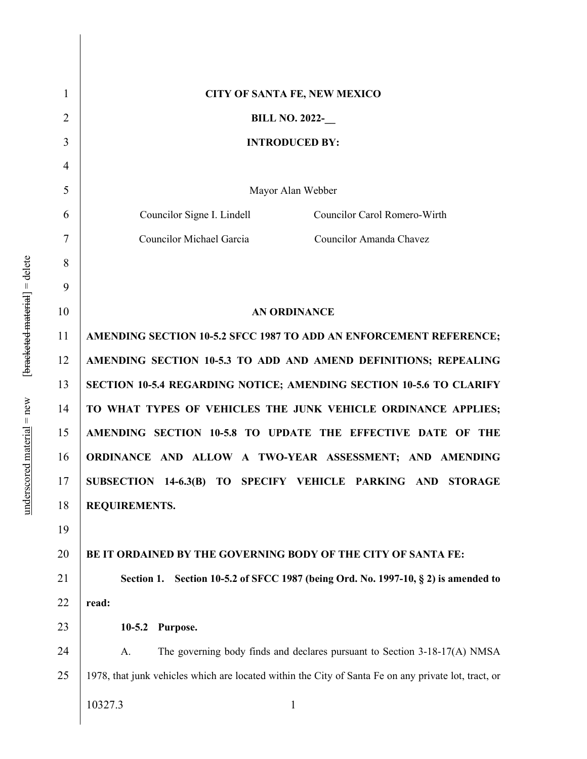**CITY OF SANTA FE, NEW MEXICO**

**BILL NO. 2022-__**

**INTRODUCED BY:**

Mayor Alan Webber

Councilor Signe I. Lindell — Councilor Carol Romero-Wirth

Councilor Michael Garcia — Councilor Amanda Chavez

**AN ORDINANCE**

**AMENDING SECTION 10-5.2 SFCC 1987 TO ADD AN ENFORCEMENT REFERENCE; AMENDING SECTION 10-5.3 TO ADD AND AMEND DEFINITIONS; REPEALING SECTION 10-5.4 REGARDING NOTICE; AMENDING SECTION 10-5.6 TO CLARIFY TO WHAT TYPES OF VEHICLES THE JUNK VEHICLE ORDINANCE APPLIES; AMENDING SECTION 10-5.8 TO UPDATE THE EFFECTIVE DATE OF THE ORDINANCE AND ALLOW A TWO-YEAR ASSESSMENT; AND AMENDING SUBSECTION 14-6.3(B) TO SPECIFY VEHICLE PARKING AND STORAGE REQUIREMENTS.**

**BE IT ORDAINED BY THE GOVERNING BODY OF THE CITY OF SANTA FE:**

**Section 1. Section 10-5.2 of SFCC 1987 (being Ord. No. 1997-10, § 2) is amended to read:**

**10-5.2 Purpose.**

A. The governing body finds and declares pursuant to Section 3-18-17(A) NMSA 1978, that junk vehicles which are located within the City of Santa Fe on any private lot, tract, or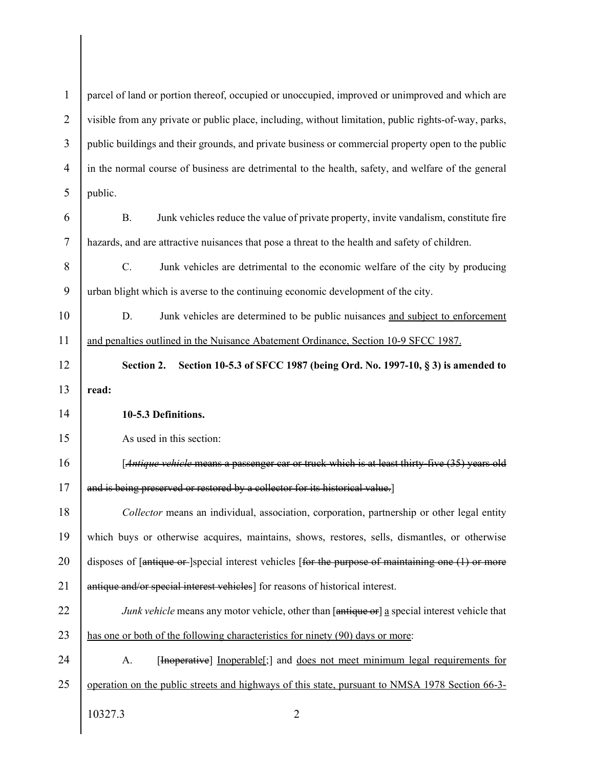parcel of land or portion thereof, occupied or unoccupied, improved or unimproved and which are visible from any private or public place, including, without limitation, public rights-of-way, parks, public buildings and their grounds, and private business or commercial property open to the public in the normal course of business are detrimental to the health, safety, and welfare of the general public.

B. Junk vehicles reduce the value of private property, invite vandalism, constitute fire hazards, and are attractive nuisances that pose a threat to the health and safety of children.

C. Junk vehicles are detrimental to the economic welfare of the city by producing urban blight which is averse to the continuing economic development of the city.

D. Junk vehicles are determined to be public nuisances <u>and subject to enforcement and penalties outlined in the Nuisance Abatement Ordinance, Section 10-9 SFCC 1987.</u>

**Section 2. Section 10-5.3 of SFCC 1987 (being Ord. No. 1997-10, § 3) is amended to read:**

**10-5.3 Definitions.**

As used in this section:

[~~*Antique vehicle* means a passenger car or truck which is at least thirty-five (35) years old and is being preserved or restored by a collector for its historical value.~~]

*Collector* means an individual, association, corporation, partnership or other legal entity which buys or otherwise acquires, maintains, shows, restores, sells, dismantles, or otherwise disposes of [~~antique or~~ ]special interest vehicles [~~for the purpose of maintaining one (1) or more antique and/or special interest vehicles~~] for reasons of historical interest.

*Junk vehicle* means any motor vehicle, other than [~~antique or~~] <u>a</u> special interest vehicle that <u>has one or both of the following characteristics for ninety (90) days or more</u>:

A. [~~Inoperative~~] <u>Inoperable</u>[;] and <u>does not meet minimum legal requirements for operation on the public streets and highways of this state, pursuant to NMSA 1978 Section 66-3-</u>

10327.3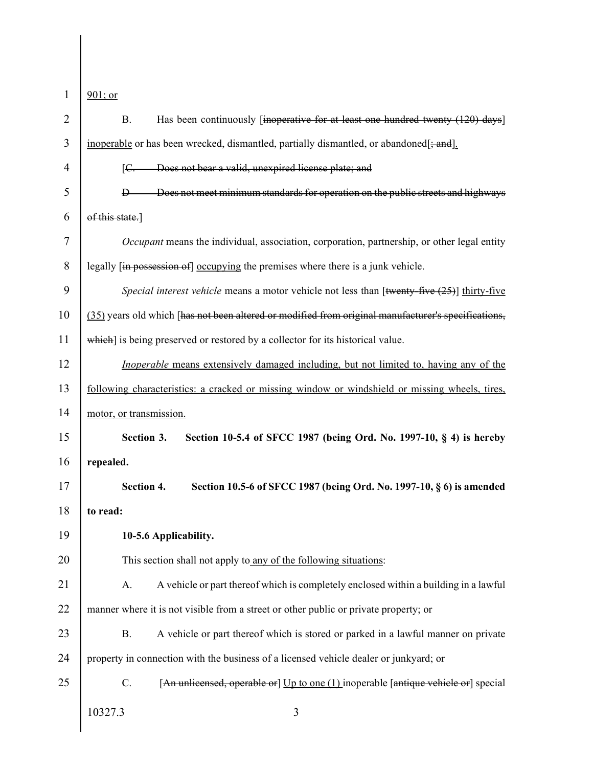901; or

B. Has been continuously [~~inoperative for at least one hundred twenty (120) days~~] inoperable or has been wrecked, dismantled, partially dismantled, or abandoned[~~; and~~].

[~~C. Does not bear a valid, unexpired license plate; and~~

~~D Does not meet minimum standards for operation on the public streets and highways of this state.~~]

*Occupant* means the individual, association, corporation, partnership, or other legal entity legally [~~in possession of~~] occupying the premises where there is a junk vehicle.

*Special interest vehicle* means a motor vehicle not less than [~~twenty-five (25)~~] thirty-five (35) years old which [~~has not been altered or modified from original manufacturer's specifications, which~~] is being preserved or restored by a collector for its historical value.

*Inoperable* means extensively damaged including, but not limited to, having any of the following characteristics: a cracked or missing window or windshield or missing wheels, tires, motor, or transmission.

**Section 3. Section 10-5.4 of SFCC 1987 (being Ord. No. 1997-10, § 4) is hereby repealed.**

**Section 4. Section 10.5-6 of SFCC 1987 (being Ord. No. 1997-10, § 6) is amended to read:**

**10-5.6 Applicability.**

This section shall not apply to any of the following situations:

A. A vehicle or part thereof which is completely enclosed within a building in a lawful manner where it is not visible from a street or other public or private property; or

B. A vehicle or part thereof which is stored or parked in a lawful manner on private property in connection with the business of a licensed vehicle dealer or junkyard; or

C. [~~An unlicensed, operable or~~] Up to one (1) inoperable [~~antique vehicle or~~] special

10327.3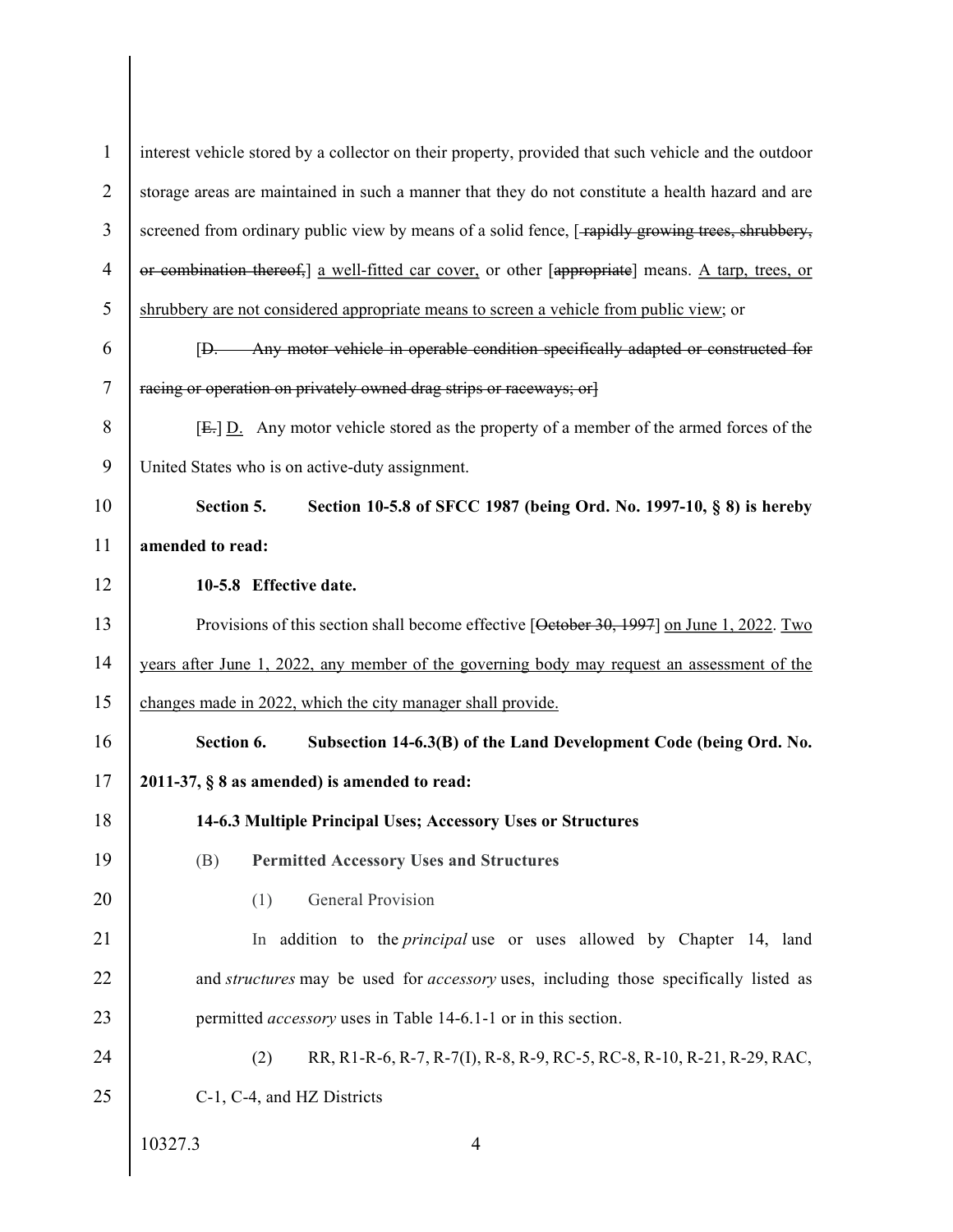interest vehicle stored by a collector on their property, provided that such vehicle and the outdoor storage areas are maintained in such a manner that they do not constitute a health hazard and are screened from ordinary public view by means of a solid fence, [~~rapidly growing trees, shrubbery, or combination thereof,~~] <u>a well-fitted car cover,</u> or other [~~appropriate~~] means. <u>A tarp, trees, or shrubbery are not considered appropriate means to screen a vehicle from public view</u>; or

[~~D. Any motor vehicle in operable condition specifically adapted or constructed for racing or operation on privately owned drag strips or raceways; or~~]

[~~E.~~] <u>D.</u> Any motor vehicle stored as the property of a member of the armed forces of the United States who is on active-duty assignment.

**Section 5. Section 10-5.8 of SFCC 1987 (being Ord. No. 1997-10, § 8) is hereby amended to read:**

**10-5.8 Effective date.**

Provisions of this section shall become effective [~~October 30, 1997~~] <u>on June 1, 2022</u>. <u>Two years after June 1, 2022, any member of the governing body may request an assessment of the changes made in 2022, which the city manager shall provide.</u>

**Section 6. Subsection 14-6.3(B) of the Land Development Code (being Ord. No. 2011-37, § 8 as amended) is amended to read:**

**14-6.3 Multiple Principal Uses; Accessory Uses or Structures**

(B) **Permitted Accessory Uses and Structures**

(1) General Provision

In addition to the *principal* use or uses allowed by Chapter 14, land and *structures* may be used for *accessory* uses, including those specifically listed as permitted *accessory* uses in Table 14-6.1-1 or in this section.

(2) RR, R1-R-6, R-7, R-7(I), R-8, R-9, RC-5, RC-8, R-10, R-21, R-29, RAC, C-1, C-4, and HZ Districts

10327.3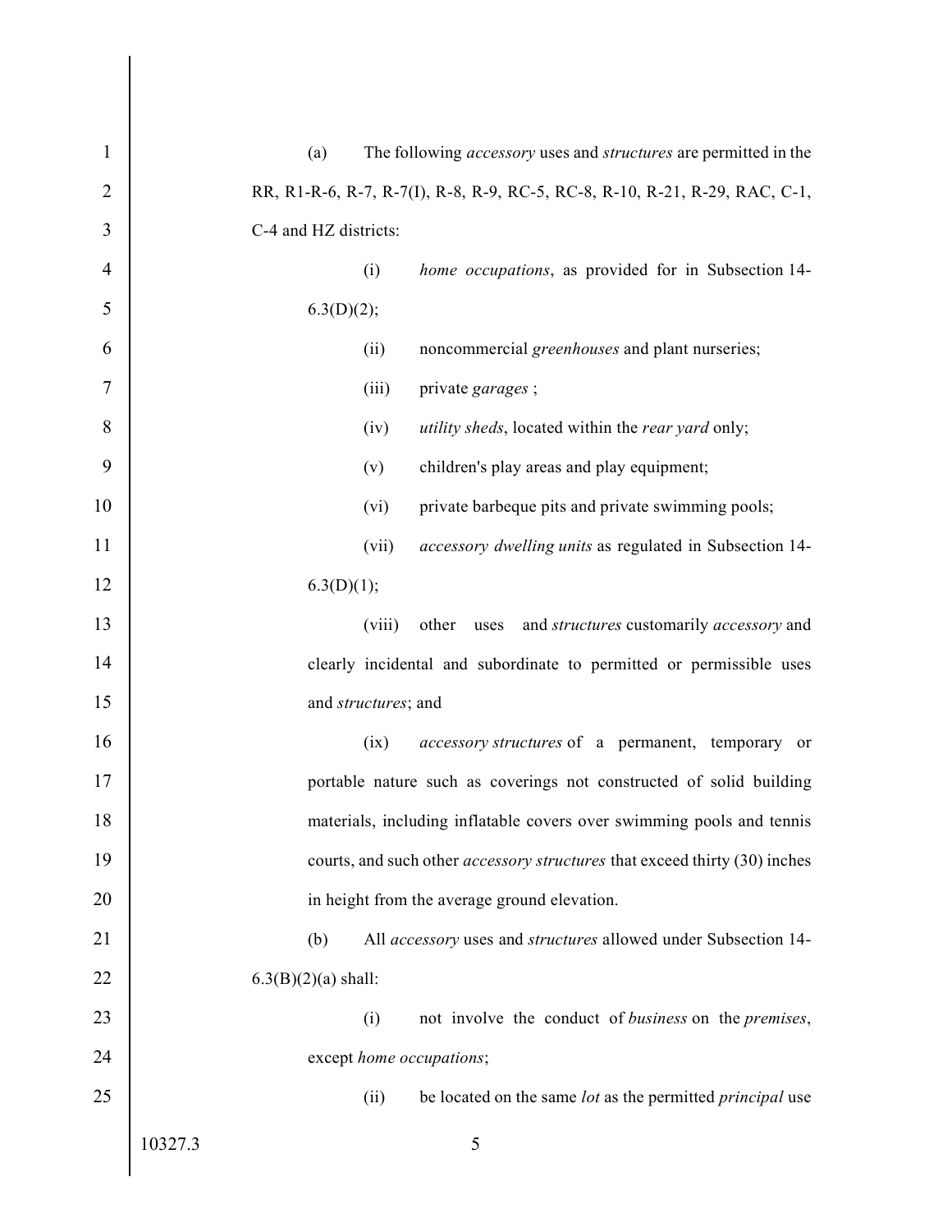(a) The following *accessory* uses and *structures* are permitted in the RR, R1-R-6, R-7, R-7(I), R-8, R-9, RC-5, RC-8, R-10, R-21, R-29, RAC, C-1, C-4 and HZ districts:

(i) *home occupations*, as provided for in Subsection 14-6.3(D)(2);

(ii) noncommercial *greenhouses* and plant nurseries;

(iii) private *garages* ;

(iv) *utility sheds*, located within the *rear yard* only;

(v) children's play areas and play equipment;

(vi) private barbeque pits and private swimming pools;

(vii) *accessory dwelling units* as regulated in Subsection 14-6.3(D)(1);

(viii) other uses and *structures* customarily *accessory* and clearly incidental and subordinate to permitted or permissible uses and *structures*; and

(ix) *accessory structures* of a permanent, temporary or portable nature such as coverings not constructed of solid building materials, including inflatable covers over swimming pools and tennis courts, and such other *accessory structures* that exceed thirty (30) inches in height from the average ground elevation.

(b) All *accessory* uses and *structures* allowed under Subsection 14-6.3(B)(2)(a) shall:

(i) not involve the conduct of *business* on the *premises*, except *home occupations*;

(ii) be located on the same *lot* as the permitted *principal* use

10327.3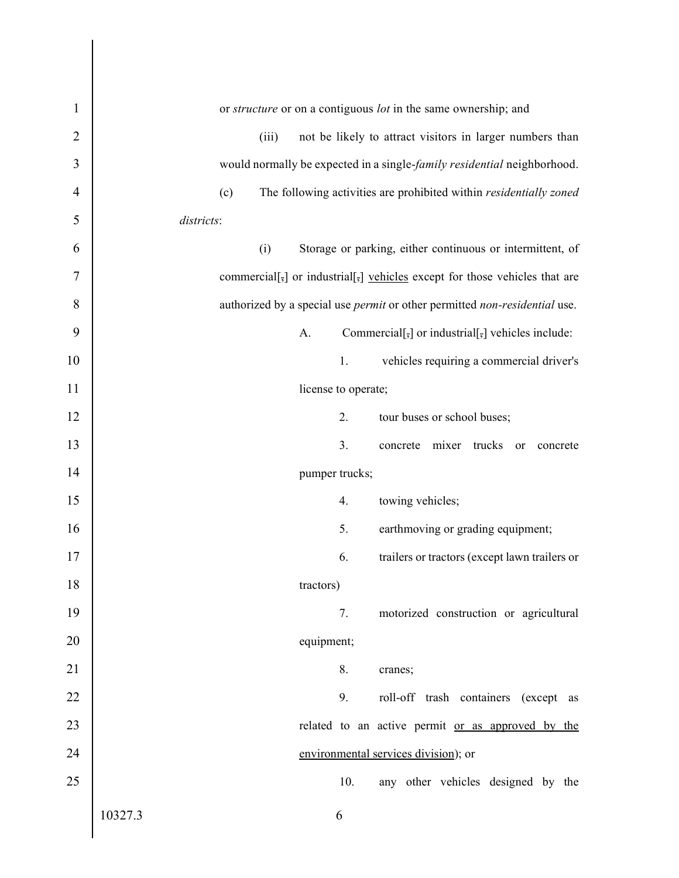or *structure* or on a contiguous *lot* in the same ownership; and

(iii) not be likely to attract visitors in larger numbers than would normally be expected in a single-*family residential* neighborhood.

(c) The following activities are prohibited within *residentially zoned districts*:

(i) Storage or parking, either continuous or intermittent, of commercial[,] or industrial[,] <u>vehicles</u> except for those vehicles that are authorized by a special use *permit* or other permitted *non-residential* use.

A. Commercial[,] or industrial[,] vehicles include:

1. vehicles requiring a commercial driver's license to operate;

2. tour buses or school buses;

3. concrete mixer trucks or concrete pumper trucks;

4. towing vehicles;

5. earthmoving or grading equipment;

6. trailers or tractors (except lawn trailers or tractors)

7. motorized construction or agricultural equipment;

8. cranes;

9. roll-off trash containers (except as related to an active permit <u>or as approved by the environmental services division</u>); or

10. any other vehicles designed by the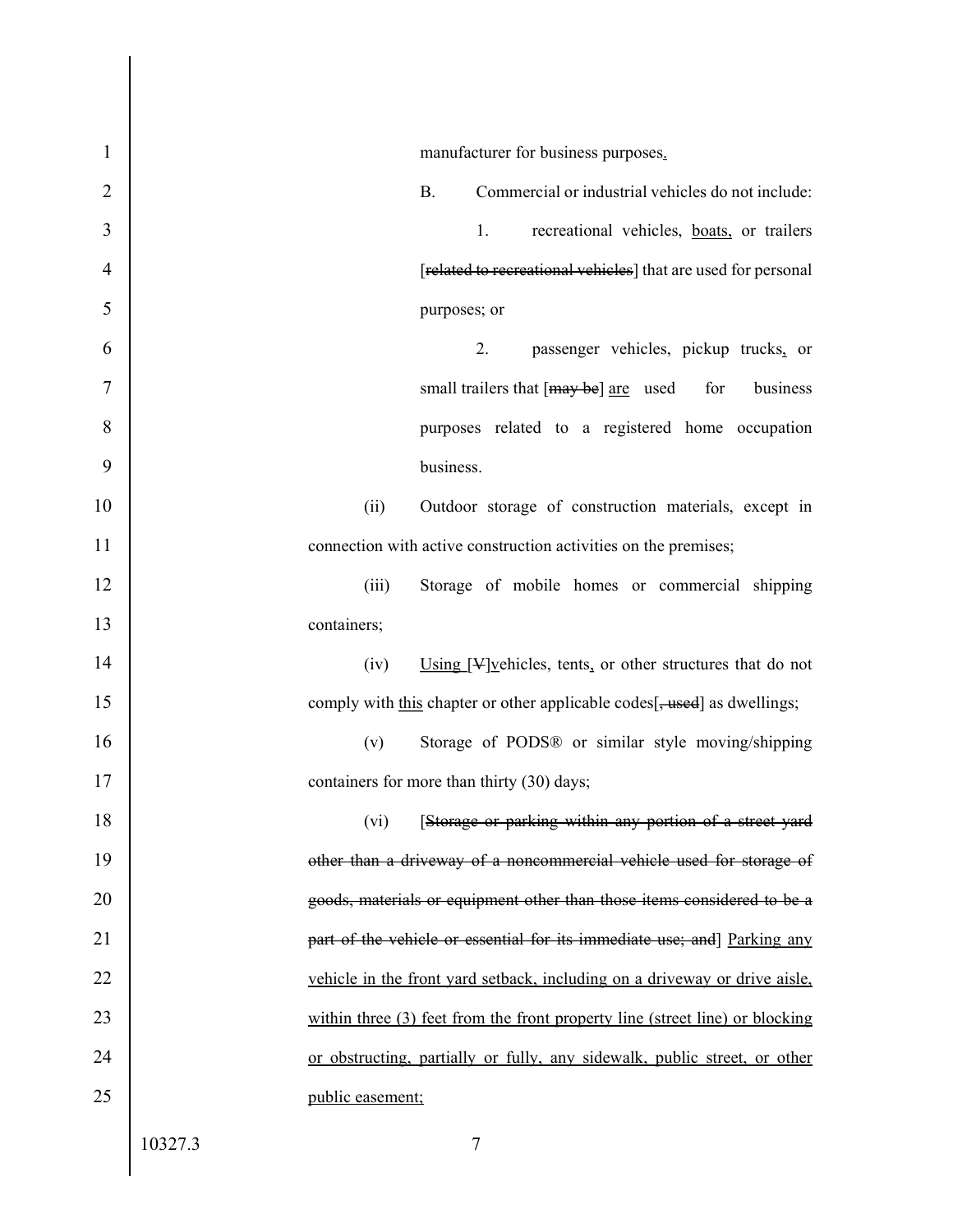manufacturer for business purposes.

B. Commercial or industrial vehicles do not include:

1. recreational vehicles, boats, or trailers [related to recreational vehicles] that are used for personal purposes; or

2. passenger vehicles, pickup trucks, or small trailers that [may be] are used for business purposes related to a registered home occupation business.

(ii) Outdoor storage of construction materials, except in connection with active construction activities on the premises;

(iii) Storage of mobile homes or commercial shipping containers;

(iv) Using [V]vehicles, tents, or other structures that do not comply with this chapter or other applicable codes[, used] as dwellings;

(v) Storage of PODS® or similar style moving/shipping containers for more than thirty (30) days;

(vi) [Storage or parking within any portion of a street yard other than a driveway of a noncommercial vehicle used for storage of goods, materials or equipment other than those items considered to be a part of the vehicle or essential for its immediate use; and] Parking any vehicle in the front yard setback, including on a driveway or drive aisle, within three (3) feet from the front property line (street line) or blocking or obstructing, partially or fully, any sidewalk, public street, or other public easement;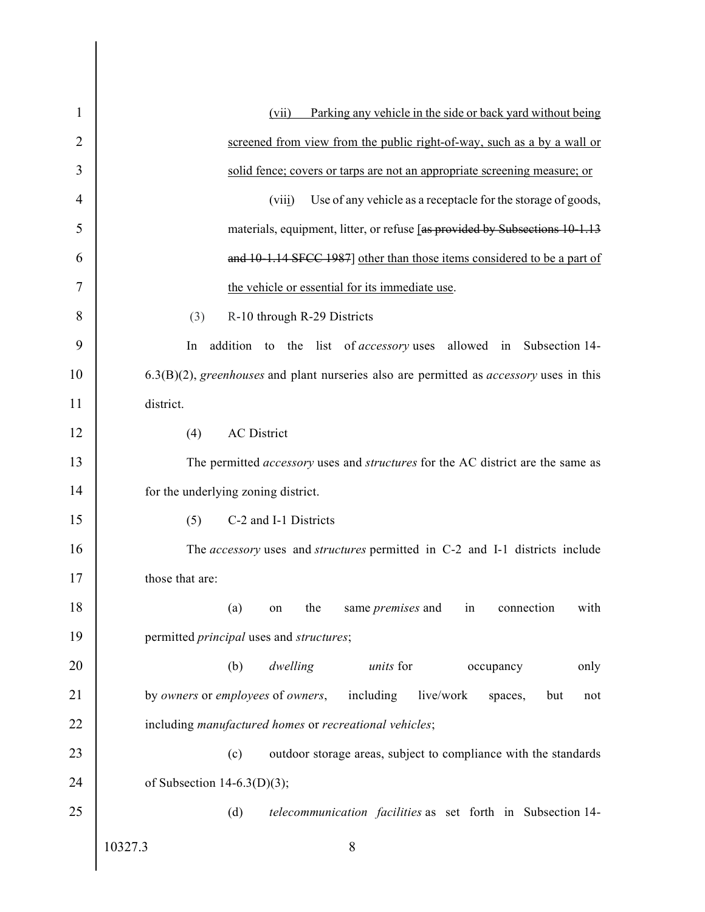(vii) Parking any vehicle in the side or back yard without being screened from view from the public right-of-way, such as a by a wall or solid fence; covers or tarps are not an appropriate screening measure; or

(viii) Use of any vehicle as a receptacle for the storage of goods, materials, equipment, litter, or refuse [~~as provided by Subsections 10-1.13 and 10-1.14 SFCC 1987~~] other than those items considered to be a part of the vehicle or essential for its immediate use.

(3) R-10 through R-29 Districts

In addition to the list of *accessory* uses allowed in Subsection 14-6.3(B)(2), *greenhouses* and plant nurseries also are permitted as *accessory* uses in this district.

(4) AC District

The permitted *accessory* uses and *structures* for the AC district are the same as for the underlying zoning district.

(5) C-2 and I-1 Districts

The *accessory* uses and *structures* permitted in C-2 and I-1 districts include those that are:

(a) on the same *premises* and in connection with permitted *principal* uses and *structures*;

(b) *dwelling units* for occupancy only by *owners* or *employees* of *owners*, including live/work spaces, but not including *manufactured homes* or *recreational vehicles*;

(c) outdoor storage areas, subject to compliance with the standards of Subsection 14-6.3(D)(3);

(d) *telecommunication facilities* as set forth in Subsection 14-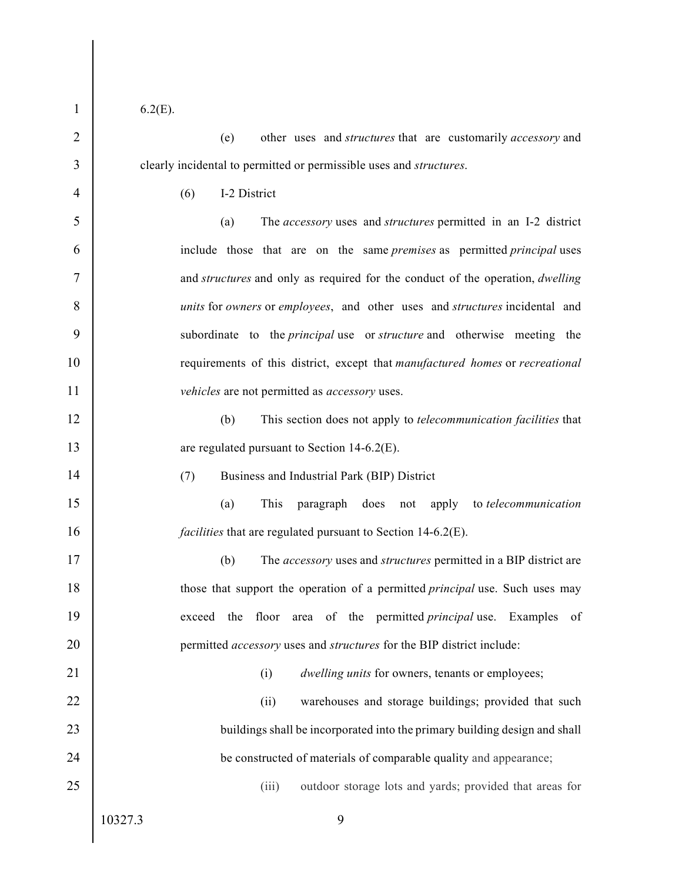6.2(E).

(e) other uses and *structures* that are customarily *accessory* and clearly incidental to permitted or permissible uses and *structures*.

(6) I-2 District

(a) The *accessory* uses and *structures* permitted in an I-2 district include those that are on the same *premises* as permitted *principal* uses and *structures* and only as required for the conduct of the operation, *dwelling units* for *owners* or *employees*, and other uses and *structures* incidental and subordinate to the *principal* use or *structure* and otherwise meeting the requirements of this district, except that *manufactured homes* or *recreational vehicles* are not permitted as *accessory* uses.

(b) This section does not apply to *telecommunication facilities* that are regulated pursuant to Section 14-6.2(E).

(7) Business and Industrial Park (BIP) District

(a) This paragraph does not apply to *telecommunication facilities* that are regulated pursuant to Section 14-6.2(E).

(b) The *accessory* uses and *structures* permitted in a BIP district are those that support the operation of a permitted *principal* use. Such uses may exceed the floor area of the permitted *principal* use. Examples of permitted *accessory* uses and *structures* for the BIP district include:

(i) *dwelling units* for owners, tenants or employees;

(ii) warehouses and storage buildings; provided that such buildings shall be incorporated into the primary building design and shall be constructed of materials of comparable quality and appearance;

(iii) outdoor storage lots and yards; provided that areas for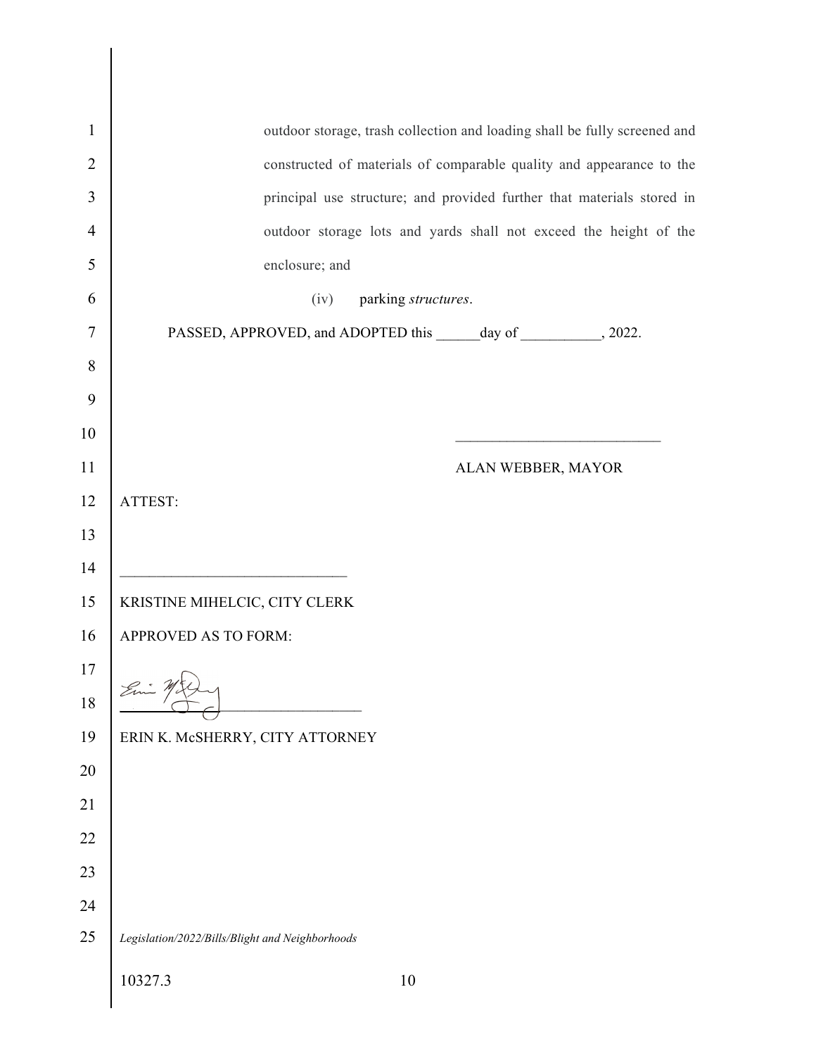outdoor storage, trash collection and loading shall be fully screened and constructed of materials of comparable quality and appearance to the principal use structure; and provided further that materials stored in outdoor storage lots and yards shall not exceed the height of the enclosure; and

(iv) parking *structures*.

PASSED, APPROVED, and ADOPTED this ______day of ___________, 2022.

___________________________

ALAN WEBBER, MAYOR

ATTEST:

______________________________

KRISTINE MIHELCIC, CITY CLERK

APPROVED AS TO FORM:

______________________________

ERIN K. McSHERRY, CITY ATTORNEY

*Legislation/2022/Bills/Blight and Neighborhoods*

10327.3